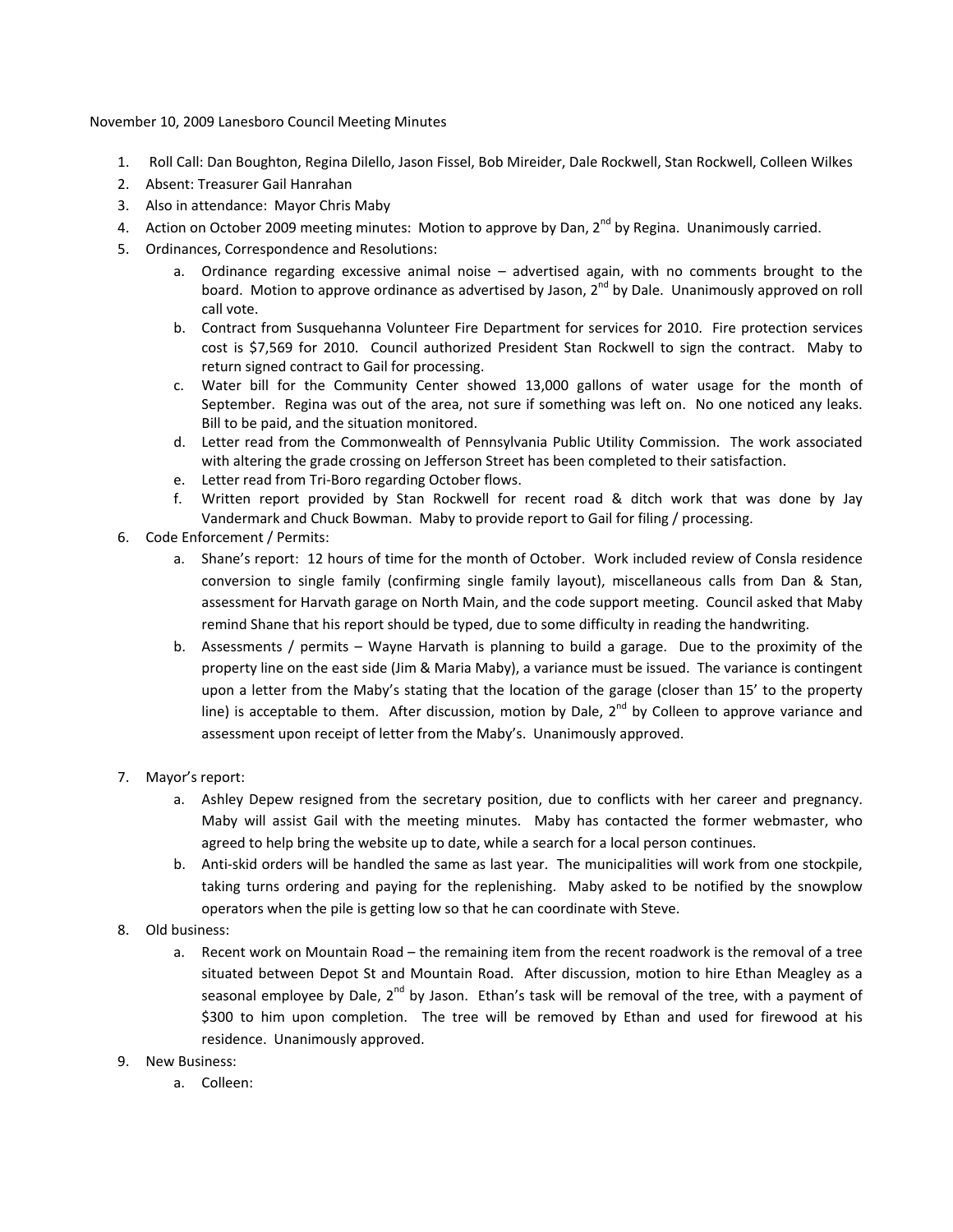November 10, 2009 Lanesboro Council Meeting Minutes

1. Roll Call: Dan Boughton, Regina Dilello, Jason Fissel, Bob Mireider, Dale Rockwell, Stan Rockwell, Colleen Wilkes
2. Absent: Treasurer Gail Hanrahan
3. Also in attendance: Mayor Chris Maby
4. Action on October 2009 meeting minutes: Motion to approve by Dan, 2nd by Regina. Unanimously carried.
5. Ordinances, Correspondence and Resolutions:
    a. Ordinance regarding excessive animal noise – advertised again, with no comments brought to the board. Motion to approve ordinance as advertised by Jason, 2nd by Dale. Unanimously approved on roll call vote.
    b. Contract from Susquehanna Volunteer Fire Department for services for 2010. Fire protection services cost is $7,569 for 2010. Council authorized President Stan Rockwell to sign the contract. Maby to return signed contract to Gail for processing.
    c. Water bill for the Community Center showed 13,000 gallons of water usage for the month of September. Regina was out of the area, not sure if something was left on. No one noticed any leaks. Bill to be paid, and the situation monitored.
    d. Letter read from the Commonwealth of Pennsylvania Public Utility Commission. The work associated with altering the grade crossing on Jefferson Street has been completed to their satisfaction.
    e. Letter read from Tri-Boro regarding October flows.
    f. Written report provided by Stan Rockwell for recent road & ditch work that was done by Jay Vandermark and Chuck Bowman. Maby to provide report to Gail for filing / processing.
6. Code Enforcement / Permits:
    a. Shane's report: 12 hours of time for the month of October. Work included review of Consla residence conversion to single family (confirming single family layout), miscellaneous calls from Dan & Stan, assessment for Harvath garage on North Main, and the code support meeting. Council asked that Maby remind Shane that his report should be typed, due to some difficulty in reading the handwriting.
    b. Assessments / permits – Wayne Harvath is planning to build a garage. Due to the proximity of the property line on the east side (Jim & Maria Maby), a variance must be issued. The variance is contingent upon a letter from the Maby's stating that the location of the garage (closer than 15' to the property line) is acceptable to them. After discussion, motion by Dale, 2nd by Colleen to approve variance and assessment upon receipt of letter from the Maby's. Unanimously approved.

7. Mayor's report:
    a. Ashley Depew resigned from the secretary position, due to conflicts with her career and pregnancy. Maby will assist Gail with the meeting minutes. Maby has contacted the former webmaster, who agreed to help bring the website up to date, while a search for a local person continues.
    b. Anti-skid orders will be handled the same as last year. The municipalities will work from one stockpile, taking turns ordering and paying for the replenishing. Maby asked to be notified by the snowplow operators when the pile is getting low so that he can coordinate with Steve.
8. Old business:
    a. Recent work on Mountain Road – the remaining item from the recent roadwork is the removal of a tree situated between Depot St and Mountain Road. After discussion, motion to hire Ethan Meagley as a seasonal employee by Dale, 2nd by Jason. Ethan's task will be removal of the tree, with a payment of $300 to him upon completion. The tree will be removed by Ethan and used for firewood at his residence. Unanimously approved.
9. New Business:
    a. Colleen: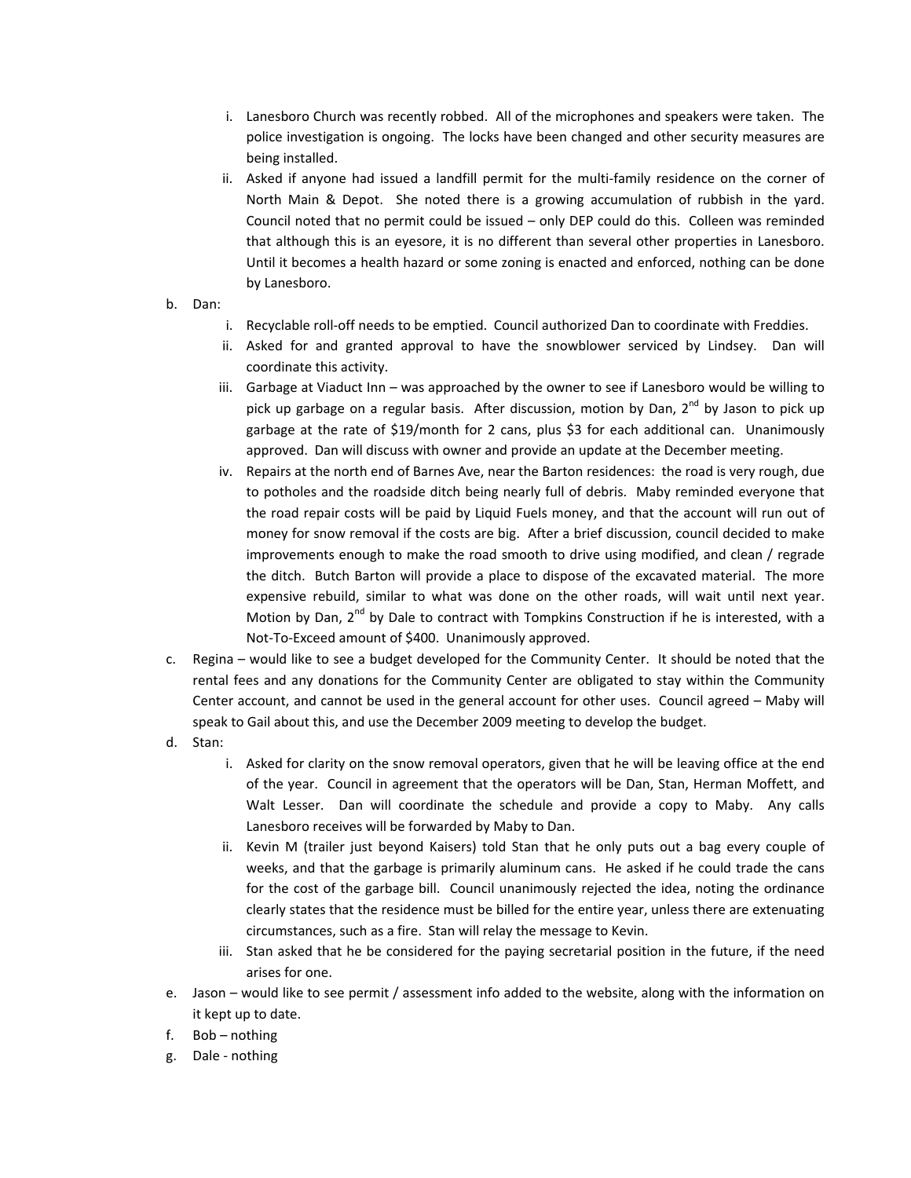i. Lanesboro Church was recently robbed. All of the microphones and speakers were taken. The police investigation is ongoing. The locks have been changed and other security measures are being installed.
   ii. Asked if anyone had issued a landfill permit for the multi-family residence on the corner of North Main & Depot. She noted there is a growing accumulation of rubbish in the yard. Council noted that no permit could be issued – only DEP could do this. Colleen was reminded that although this is an eyesore, it is no different than several other properties in Lanesboro. Until it becomes a health hazard or some zoning is enacted and enforced, nothing can be done by Lanesboro.

b. Dan:
   i. Recyclable roll-off needs to be emptied. Council authorized Dan to coordinate with Freddies.
   ii. Asked for and granted approval to have the snowblower serviced by Lindsey. Dan will coordinate this activity.
   iii. Garbage at Viaduct Inn – was approached by the owner to see if Lanesboro would be willing to pick up garbage on a regular basis. After discussion, motion by Dan, 2nd by Jason to pick up garbage at the rate of $19/month for 2 cans, plus $3 for each additional can. Unanimously approved. Dan will discuss with owner and provide an update at the December meeting.
   iv. Repairs at the north end of Barnes Ave, near the Barton residences: the road is very rough, due to potholes and the roadside ditch being nearly full of debris. Maby reminded everyone that the road repair costs will be paid by Liquid Fuels money, and that the account will run out of money for snow removal if the costs are big. After a brief discussion, council decided to make improvements enough to make the road smooth to drive using modified, and clean / regrade the ditch. Butch Barton will provide a place to dispose of the excavated material. The more expensive rebuild, similar to what was done on the other roads, will wait until next year. Motion by Dan, 2nd by Dale to contract with Tompkins Construction if he is interested, with a Not-To-Exceed amount of $400. Unanimously approved.

c. Regina – would like to see a budget developed for the Community Center. It should be noted that the rental fees and any donations for the Community Center are obligated to stay within the Community Center account, and cannot be used in the general account for other uses. Council agreed – Maby will speak to Gail about this, and use the December 2009 meeting to develop the budget.

d. Stan:
   i. Asked for clarity on the snow removal operators, given that he will be leaving office at the end of the year. Council in agreement that the operators will be Dan, Stan, Herman Moffett, and Walt Lesser. Dan will coordinate the schedule and provide a copy to Maby. Any calls Lanesboro receives will be forwarded by Maby to Dan.
   ii. Kevin M (trailer just beyond Kaisers) told Stan that he only puts out a bag every couple of weeks, and that the garbage is primarily aluminum cans. He asked if he could trade the cans for the cost of the garbage bill. Council unanimously rejected the idea, noting the ordinance clearly states that the residence must be billed for the entire year, unless there are extenuating circumstances, such as a fire. Stan will relay the message to Kevin.
   iii. Stan asked that he be considered for the paying secretarial position in the future, if the need arises for one.

e. Jason – would like to see permit / assessment info added to the website, along with the information on it kept up to date.

f. Bob – nothing

g. Dale - nothing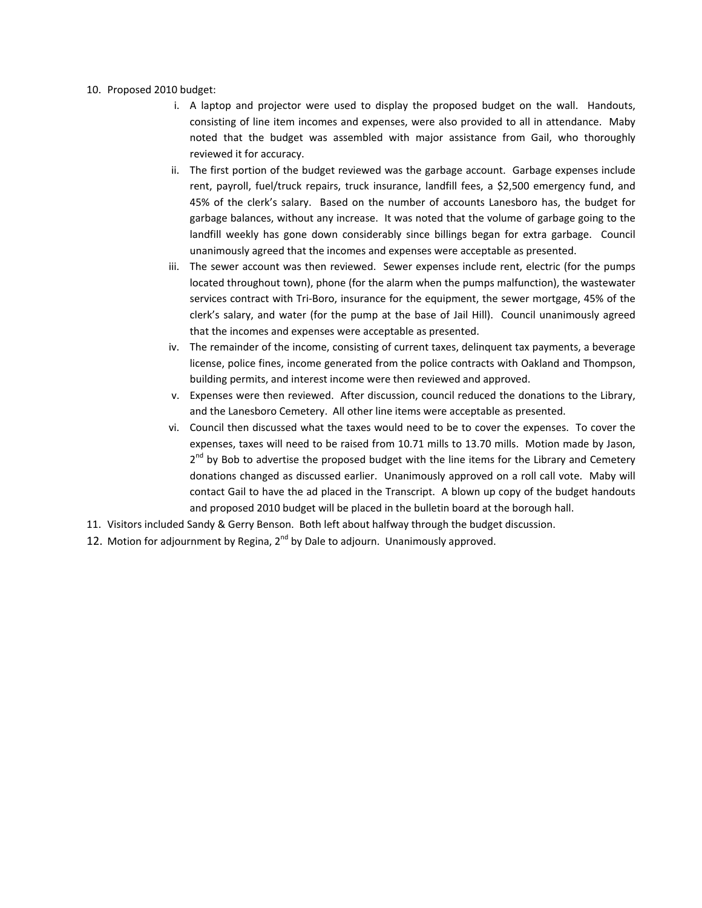10. Proposed 2010 budget:
    i. A laptop and projector were used to display the proposed budget on the wall. Handouts, consisting of line item incomes and expenses, were also provided to all in attendance. Maby noted that the budget was assembled with major assistance from Gail, who thoroughly reviewed it for accuracy.
    ii. The first portion of the budget reviewed was the garbage account. Garbage expenses include rent, payroll, fuel/truck repairs, truck insurance, landfill fees, a $2,500 emergency fund, and 45% of the clerk's salary. Based on the number of accounts Lanesboro has, the budget for garbage balances, without any increase. It was noted that the volume of garbage going to the landfill weekly has gone down considerably since billings began for extra garbage. Council unanimously agreed that the incomes and expenses were acceptable as presented.
    iii. The sewer account was then reviewed. Sewer expenses include rent, electric (for the pumps located throughout town), phone (for the alarm when the pumps malfunction), the wastewater services contract with Tri-Boro, insurance for the equipment, the sewer mortgage, 45% of the clerk's salary, and water (for the pump at the base of Jail Hill). Council unanimously agreed that the incomes and expenses were acceptable as presented.
    iv. The remainder of the income, consisting of current taxes, delinquent tax payments, a beverage license, police fines, income generated from the police contracts with Oakland and Thompson, building permits, and interest income were then reviewed and approved.
    v. Expenses were then reviewed. After discussion, council reduced the donations to the Library, and the Lanesboro Cemetery. All other line items were acceptable as presented.
    vi. Council then discussed what the taxes would need to be to cover the expenses. To cover the expenses, taxes will need to be raised from 10.71 mills to 13.70 mills. Motion made by Jason, 2nd by Bob to advertise the proposed budget with the line items for the Library and Cemetery donations changed as discussed earlier. Unanimously approved on a roll call vote. Maby will contact Gail to have the ad placed in the Transcript. A blown up copy of the budget handouts and proposed 2010 budget will be placed in the bulletin board at the borough hall.
11. Visitors included Sandy & Gerry Benson. Both left about halfway through the budget discussion.
12. Motion for adjournment by Regina, 2nd by Dale to adjourn. Unanimously approved.